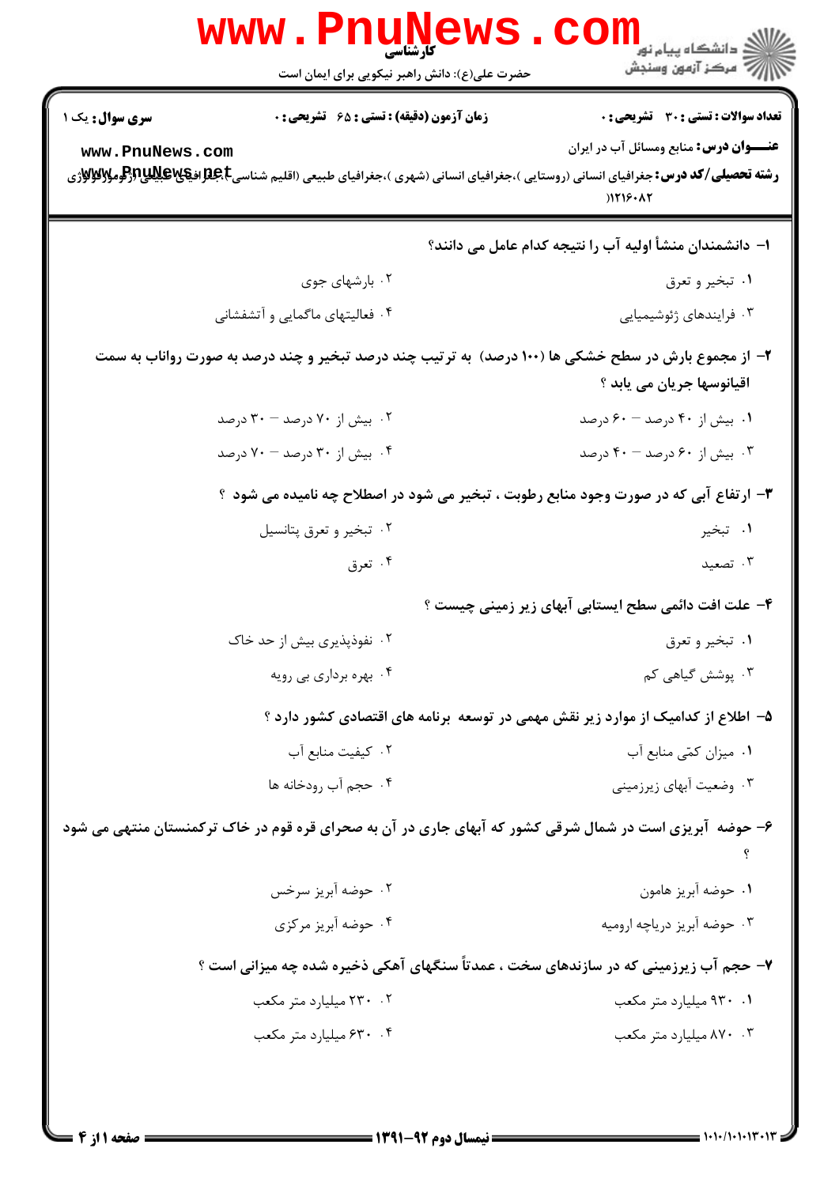کارشناسی

حضرت علی(ع): دانش راهبر نیکویی برای ایمان است

دانشگاه پیام نور
مرکز آزمون وسنجش

**سری سوال:** یک ۱ | **زمان آزمون (دقیقه) : تستی : ۶۵ تشریحی : ۰** | **تعداد سوالات : تستی : ۳۰ تشریحی : ۰**

**عنـــوان درس:** منابع ومسائل آب در ایران

**رشته تحصیلی/کد درس:** جغرافیای انسانی (روستایی )،جغرافیای انسانی (شهری )،جغرافیای طبیعی (اقلیم شناسی)،جغرافیای طبیعی (ژئومورفولوژی) ۱۲۱۶۰۸۲

---

**۱- دانشمندان منشأ اولیه آب را نتیجه کدام عامل می دانند؟**

۱. تبخیر و تعرق

۲. بارشهای جوی

۳. فرایندهای ژئوشیمیایی

۴. فعالیتهای ماگمایی و آتشفشانی

**۲- از مجموع بارش در سطح خشکی ها (۱۰۰ درصد) به ترتیب چند درصد تبخیر و چند درصد به صورت رواناب به سمت اقیانوسها جریان می یابد ؟**

۱. بیش از ۴۰ درصد – ۶۰ درصد

۲. بیش از ۷۰ درصد – ۳۰ درصد

۳. بیش از ۶۰ درصد – ۴۰ درصد

۴. بیش از ۳۰ درصد – ۷۰ درصد

**۳- ارتفاع آبی که در صورت وجود منابع رطوبت ، تبخیر می شود در اصطلاح چه نامیده می شود ؟**

۱. تبخیر

۲. تبخیر و تعرق پتانسیل

۳. تصعید

۴. تعرق

**۴- علت افت دائمی سطح ایستابی آبهای زیر زمینی چیست ؟**

۱. تبخیر و تعرق

۲. نفوذپذیری بیش از حد خاک

۳. پوشش گیاهی کم

۴. بهره برداری بی رویه

**۵- اطلاع از کدامیک از موارد زیر نقش مهمی در توسعه برنامه های اقتصادی کشور دارد ؟**

۱. میزان کمّی منابع آب

۲. کیفیت منابع آب

۳. وضعیت آبهای زیرزمینی

۴. حجم آب رودخانه ها

**۶- حوضه آبریزی است در شمال شرقی کشور که آبهای جاری در آن به صحرای قره قوم در خاک ترکمنستان منتهی می شود ؟**

۱. حوضه آبریز هامون

۲. حوضه آبریز سرخس

۳. حوضه آبریز دریاچه ارومیه

۴. حوضه آبریز مرکزی

**۷- حجم آب زیرزمینی که در سازندهای سخت ، عمدتاً سنگهای آهکی ذخیره شده چه میزانی است ؟**

۱. ۹۳۰ میلیارد متر مکعب

۲. ۲۳۰ میلیارد متر مکعب

۳. ۸۷۰ میلیارد متر مکعب

۴. ۶۳۰ میلیارد متر مکعب

نیمسال دوم ۹۲-۱۳۹۱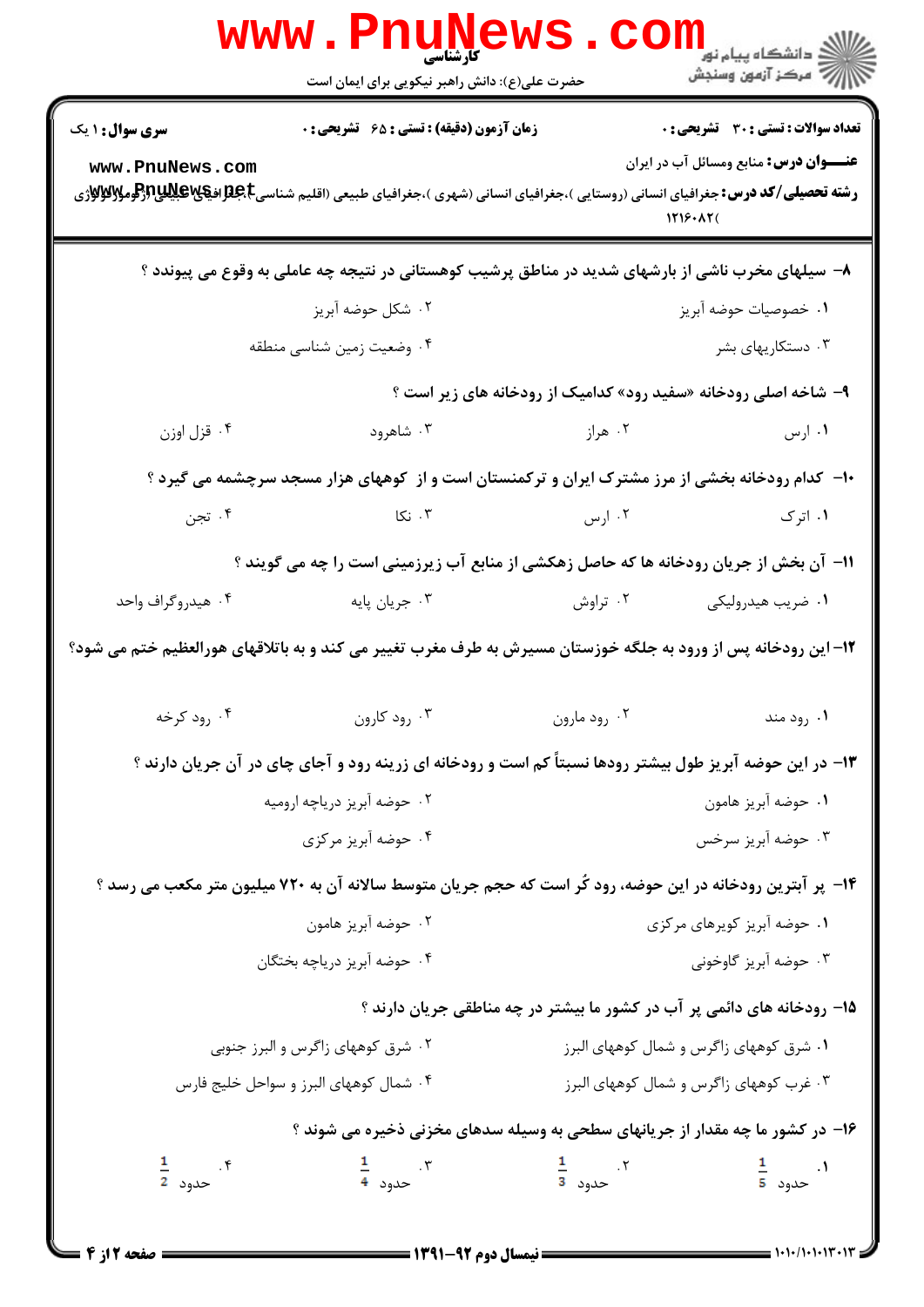**سری سوال:** ۱ یک | **زمان آزمون (دقیقه) : تستی :** ۶۵ **تشریحی :** ۰ | **تعداد سوالات : تستی :** ۳۰ **تشریحی :** ۰

**عنـــوان درس:** منابع ومسائل آب در ایران

**رشته تحصیلی/کد درس:** جغرافیای انسانی (روستایی )،جغرافیای انسانی (شهری )،جغرافیای طبیعی (اقلیم شناسی )،جغرافیای طبیعی (ژئومورفولوژی ۱۲۱۶۰۸۲)

۸- سیلهای مخرب ناشی از بارشهای شدید در مناطق پرشیب کوهستانی در نتیجه چه عاملی به وقوع می پیوندد ؟

۱. خصوصیات حوضه آبریز
۲. شکل حوضه آبریز
۳. دستکاریهای بشر
۴. وضعیت زمین شناسی منطقه

۹- شاخه اصلی رودخانه «سفید رود» کدامیک از رودخانه های زیر است ؟

۱. ارس
۲. هراز
۳. شاهرود
۴. قزل اوزن

۱۰- کدام رودخانه بخشی از مرز مشترک ایران و ترکمنستان است و از کوههای هزار مسجد سرچشمه می گیرد ؟

۱. اترک
۲. ارس
۳. نکا
۴. تجن

۱۱- آن بخش از جریان رودخانه ها که حاصل زهکشی از منابع آب زیرزمینی است را چه می گویند ؟

۱. ضریب هیدرولیکی
۲. تراوش
۳. جریان پایه
۴. هیدروگراف واحد

۱۲- این رودخانه پس از ورود به جلگه خوزستان مسیرش به طرف مغرب تغییر می کند و به باتلاقهای هورالعظیم ختم می شود؟

۱. رود مند
۲. رود مارون
۳. رود کارون
۴. رود کرخه

۱۳- در این حوضه آبریز طول بیشتر رودها نسبتاً کم است و رودخانه ای زرینه رود و آجای چای در آن جریان دارند ؟

۱. حوضه آبریز هامون
۲. حوضه آبریز دریاچه ارومیه
۳. حوضه آبریز سرخس
۴. حوضه آبریز مرکزی

۱۴- پر آبترین رودخانه در این حوضه، رود کُر است که حجم جریان متوسط سالانه آن به ۷۲۰ میلیون متر مکعب می رسد ؟

۱. حوضه آبریز کویرهای مرکزی
۲. حوضه آبریز هامون
۳. حوضه آبریز گاوخونی
۴. حوضه آبریز دریاچه بختگان

۱۵- رودخانه های دائمی پر آب در کشور ما بیشتر در چه مناطقی جریان دارند ؟

۱. شرق کوههای زاگرس و شمال کوههای البرز
۲. شرق کوههای زاگرس و البرز جنوبی
۳. غرب کوههای زاگرس و شمال کوههای البرز
۴. شمال کوههای البرز و سواحل خلیج فارس

۱۶- در کشور ما چه مقدار از جریانهای سطحی به وسیله سدهای مخزنی ذخیره می شوند ؟

۱. حدود $\frac{1}{5}$
۲. حدود $\frac{1}{3}$
۳. حدود $\frac{1}{4}$
۴. حدود $\frac{1}{2}$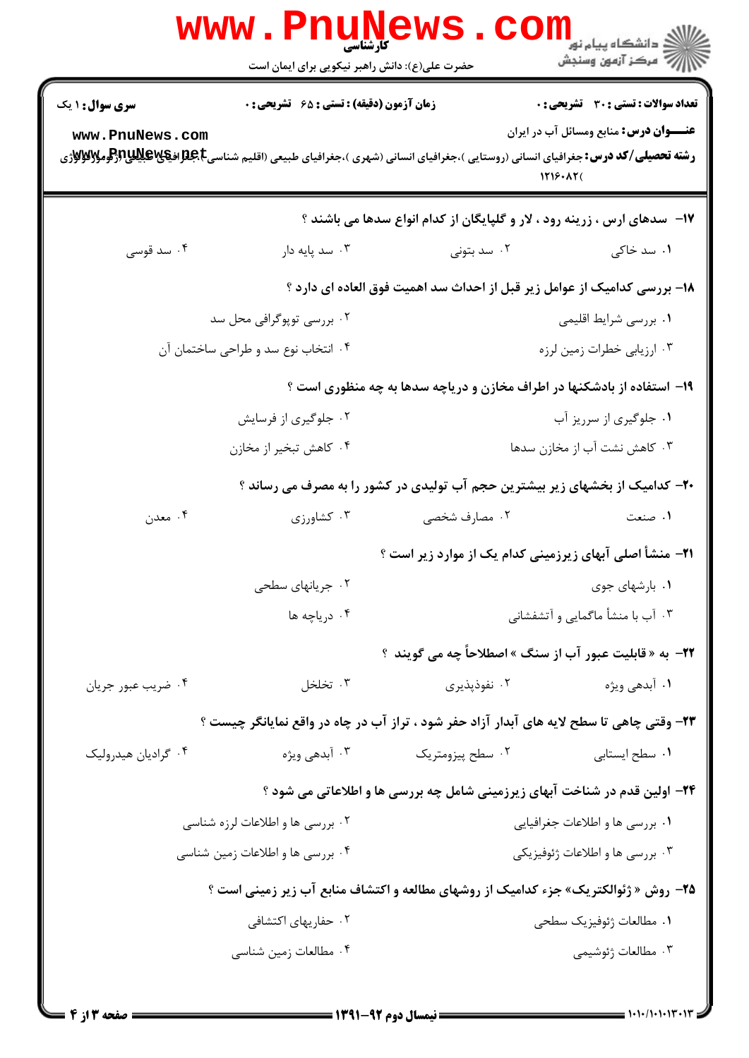۱۷- سدهای ارس ، زرینه رود ، لار و گلپایگان از کدام انواع سدها می باشند ؟

۱. سد خاکی
۲. سد بتونی
۳. سد پایه دار
۴. سد قوسی

۱۸- بررسی کدامیک از عوامل زیر قبل از احداث سد اهمیت فوق العاده ای دارد ؟

۱. بررسی شرایط اقلیمی
۲. بررسی توپوگرافی محل سد
۳. ارزیابی خطرات زمین لرزه
۴. انتخاب نوع سد و طراحی ساختمان آن

۱۹- استفاده از بادشکنها در اطراف مخازن و دریاچه سدها به چه منظوری است ؟

۱. جلوگیری از سرریز آب
۲. جلوگیری از فرسایش
۳. کاهش نشت آب از مخازن سدها
۴. کاهش تبخیر از مخازن

۲۰- کدامیک از بخشهای زیر بیشترین حجم آب تولیدی در کشور را به مصرف می رساند ؟

۱. صنعت
۲. مصارف شخصی
۳. کشاورزی
۴. معدن

۲۱- منشأ اصلی آبهای زیرزمینی کدام یک از موارد زیر است ؟

۱. بارشهای جوی
۲. جریانهای سطحی
۳. آب با منشأ ماگمایی و آتشفشانی
۴. دریاچه ها

۲۲- به « قابلیت عبور آب از سنگ » اصطلاحاً چه می گویند ؟

۱. آبدهی ویژه
۲. نفوذپذیری
۳. تخلخل
۴. ضریب عبور جریان

۲۳- وقتی چاهی تا سطح لایه های آبدار آزاد حفر شود ، تراز آب در چاه در واقع نمایانگر چیست ؟

۱. سطح ایستابی
۲. سطح پیزومتریک
۳. آبدهی ویژه
۴. گرادیان هیدرولیک

۲۴- اولین قدم در شناخت آبهای زیرزمینی شامل چه بررسی ها و اطلاعاتی می شود ؟

۱. بررسی ها و اطلاعات جغرافیایی
۲. بررسی ها و اطلاعات لرزه شناسی
۳. بررسی ها و اطلاعات ژئوفیزیکی
۴. بررسی ها و اطلاعات زمین شناسی

۲۵- روش « ژئوالکتریک» جزء کدامیک از روشهای مطالعه و اکتشاف منابع آب زیر زمینی است ؟

۱. مطالعات ژئوفیزیک سطحی
۲. حفاریهای اکتشافی
۳. مطالعات ژئوشیمی
۴. مطالعات زمین شناسی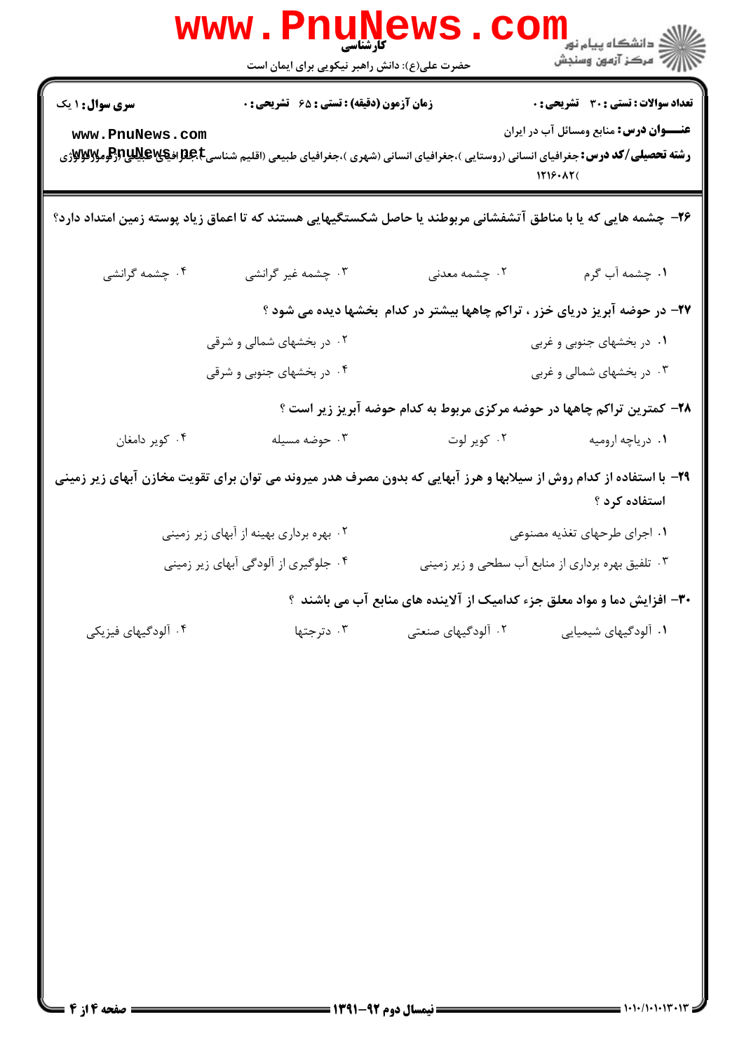**سری سوال:** ۱ یک

**زمان آزمون (دقیقه) : تستی : ۶۵ تشریحی : ۰**

**تعداد سوالات : تستی : ۳۰ تشریحی : ۰**

**عنـــوان درس:** منابع ومسائل آب در ایران

**رشته تحصیلی/کد درس:** جغرافیای انسانی (روستایی )،جغرافیای انسانی (شهری )،جغرافیای طبیعی (اقلیم شناسی)،جغرافیای طبیعی (ژئومورفولوژی ۱۲۱۶۰۸۲(

**۲۶-** چشمه هایی که یا با مناطق آتشفشانی مربوطند یا حاصل شکستگیهایی هستند که تا اعماق زیاد پوسته زمین امتداد دارد؟

۱. چشمه آب گرم

۲. چشمه معدنی

۳. چشمه غیر گرانشی

۴. چشمه گرانشی

**۲۷-** در حوضه آبریز دریای خزر ، تراکم چاهها بیشتر در کدام بخشها دیده می شود ؟

۱. در بخشهای جنوبی و غربی

۲. در بخشهای شمالی و شرقی

۳. در بخشهای شمالی و غربی

۴. در بخشهای جنوبی و شرقی

**۲۸-** کمترین تراکم چاهها در حوضه مرکزی مربوط به کدام حوضه آبریز زیر است ؟

۱. دریاچه ارومیه

۲. کویر لوت

۳. حوضه مسیله

۴. کویر دامغان

**۲۹-** با استفاده از کدام روش از سیلابها و هرز آبهایی که بدون مصرف هدر میروند می توان برای تقویت مخازن آبهای زیر زمینی استفاده کرد ؟

۱. اجرای طرحهای تغذیه مصنوعی

۲. بهره برداری بهینه از آبهای زیر زمینی

۳. تلفیق بهره برداری از منابع آب سطحی و زیر زمینی

۴. جلوگیری از آلودگی آبهای زیر زمینی

**۳۰-** افزایش دما و مواد معلق جزء کدامیک از آلاینده های منابع آب می باشند ؟

۱. آلودگیهای شیمیایی

۲. آلودگیهای صنعتی

۳. دترجنها

۴. آلودگیهای فیزیکی